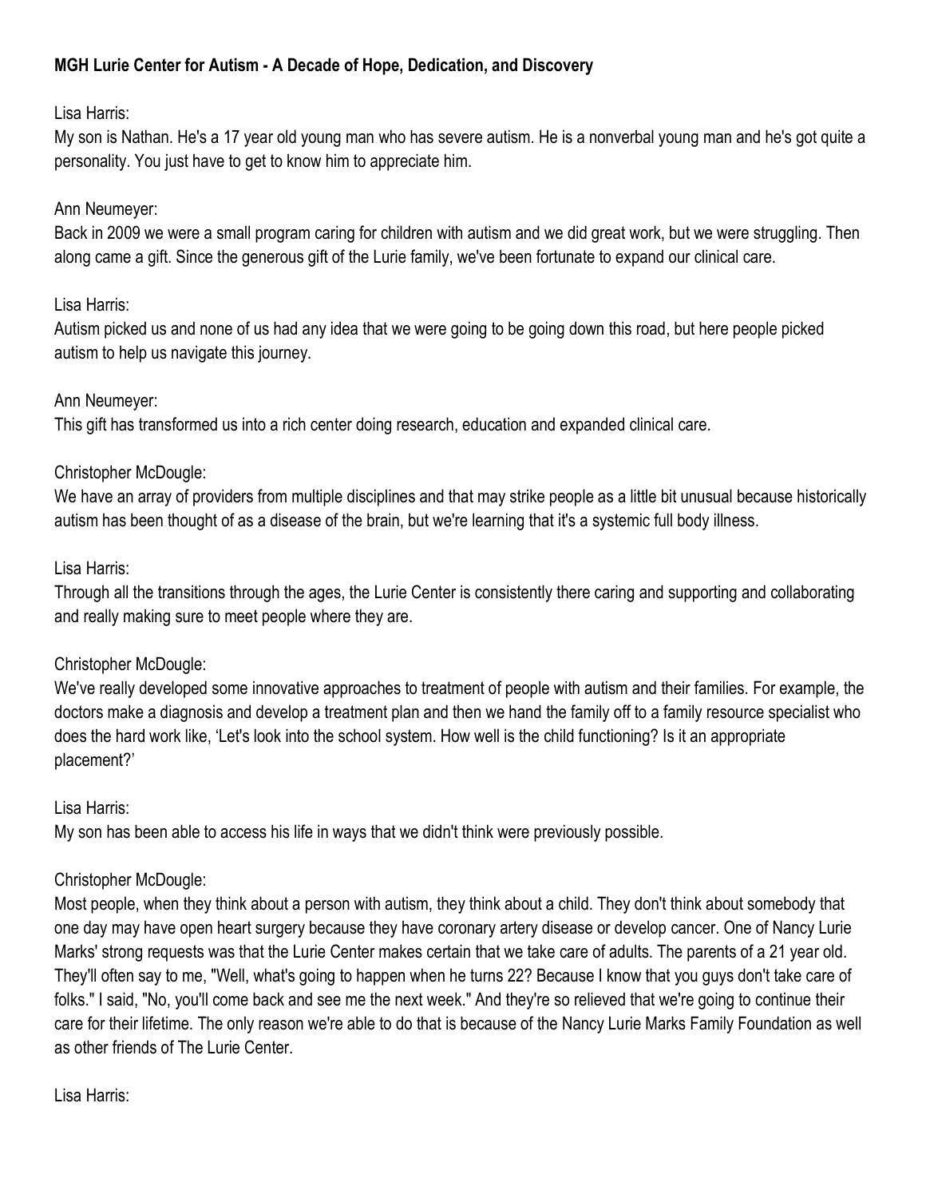**MGH Lurie Center for Autism - A Decade of Hope, Dedication, and Discovery**

Lisa Harris:

My son is Nathan. He's a 17 year old young man who has severe autism. He is a nonverbal young man and he's got quite a personality. You just have to get to know him to appreciate him.

Ann Neumeyer:

Back in 2009 we were a small program caring for children with autism and we did great work, but we were struggling. Then along came a gift. Since the generous gift of the Lurie family, we've been fortunate to expand our clinical care.

Lisa Harris:

Autism picked us and none of us had any idea that we were going to be going down this road, but here people picked autism to help us navigate this journey.

Ann Neumeyer:

This gift has transformed us into a rich center doing research, education and expanded clinical care.

Christopher McDougle:

We have an array of providers from multiple disciplines and that may strike people as a little bit unusual because historically autism has been thought of as a disease of the brain, but we're learning that it's a systemic full body illness.

Lisa Harris:

Through all the transitions through the ages, the Lurie Center is consistently there caring and supporting and collaborating and really making sure to meet people where they are.

Christopher McDougle:

We've really developed some innovative approaches to treatment of people with autism and their families. For example, the doctors make a diagnosis and develop a treatment plan and then we hand the family off to a family resource specialist who does the hard work like, 'Let's look into the school system. How well is the child functioning? Is it an appropriate placement?'

Lisa Harris:

My son has been able to access his life in ways that we didn't think were previously possible.

Christopher McDougle:

Most people, when they think about a person with autism, they think about a child. They don't think about somebody that one day may have open heart surgery because they have coronary artery disease or develop cancer. One of Nancy Lurie Marks' strong requests was that the Lurie Center makes certain that we take care of adults. The parents of a 21 year old. They'll often say to me, "Well, what's going to happen when he turns 22? Because I know that you guys don't take care of folks." I said, "No, you'll come back and see me the next week." And they're so relieved that we're going to continue their care for their lifetime. The only reason we're able to do that is because of the Nancy Lurie Marks Family Foundation as well as other friends of The Lurie Center.

Lisa Harris: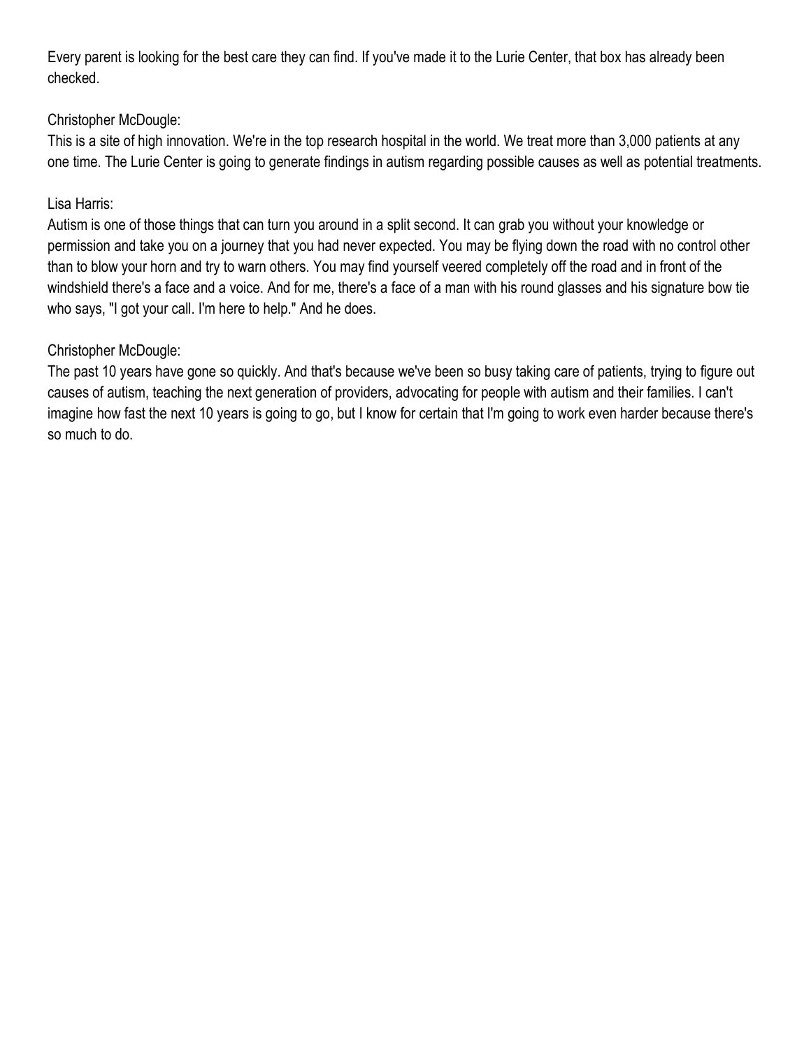Every parent is looking for the best care they can find. If you've made it to the Lurie Center, that box has already been checked.

Christopher McDougle:
This is a site of high innovation. We're in the top research hospital in the world. We treat more than 3,000 patients at any one time. The Lurie Center is going to generate findings in autism regarding possible causes as well as potential treatments.

Lisa Harris:
Autism is one of those things that can turn you around in a split second. It can grab you without your knowledge or permission and take you on a journey that you had never expected. You may be flying down the road with no control other than to blow your horn and try to warn others. You may find yourself veered completely off the road and in front of the windshield there's a face and a voice. And for me, there's a face of a man with his round glasses and his signature bow tie who says, "I got your call. I'm here to help." And he does.

Christopher McDougle:
The past 10 years have gone so quickly. And that's because we've been so busy taking care of patients, trying to figure out causes of autism, teaching the next generation of providers, advocating for people with autism and their families. I can't imagine how fast the next 10 years is going to go, but I know for certain that I'm going to work even harder because there's so much to do.